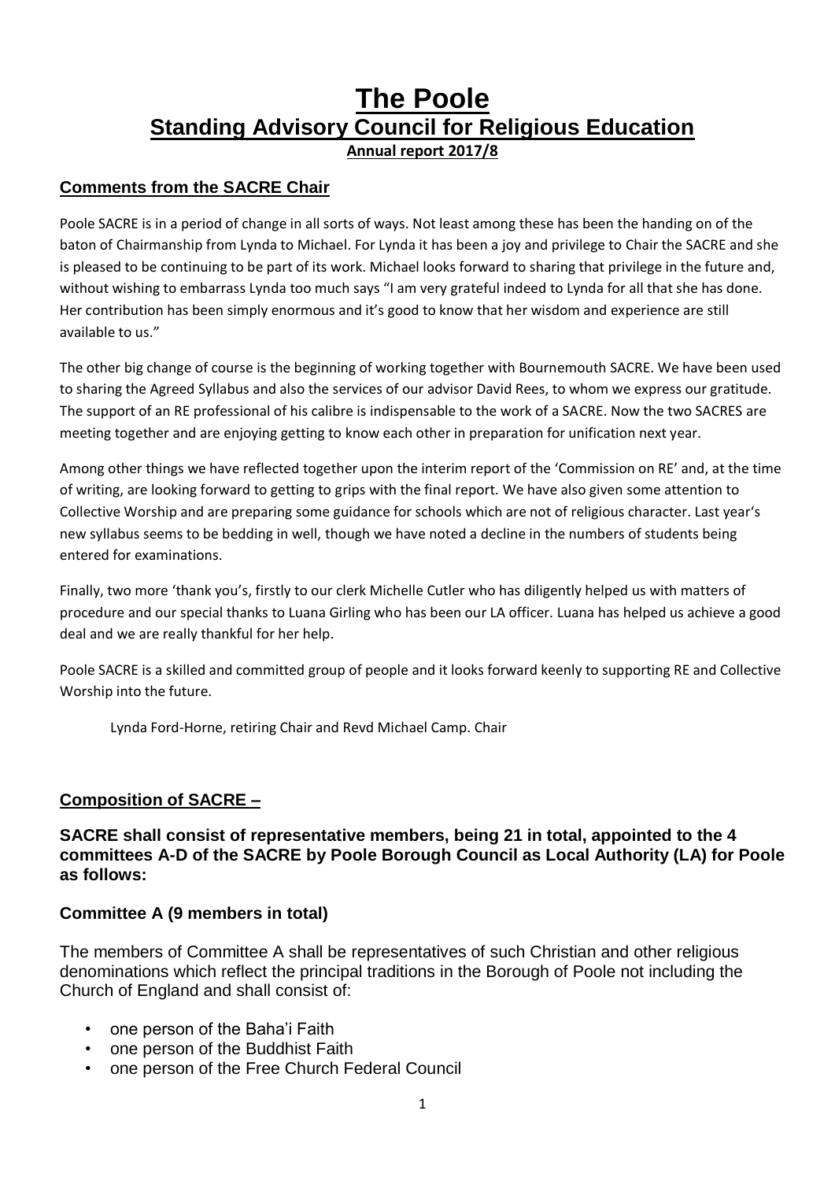# The Poole
## Standing Advisory Council for Religious Education
**Annual report 2017/8**

### Comments from the SACRE Chair

Poole SACRE is in a period of change in all sorts of ways. Not least among these has been the handing on of the baton of Chairmanship from Lynda to Michael. For Lynda it has been a joy and privilege to Chair the SACRE and she is pleased to be continuing to be part of its work. Michael looks forward to sharing that privilege in the future and, without wishing to embarrass Lynda too much says "I am very grateful indeed to Lynda for all that she has done. Her contribution has been simply enormous and it's good to know that her wisdom and experience are still available to us."

The other big change of course is the beginning of working together with Bournemouth SACRE. We have been used to sharing the Agreed Syllabus and also the services of our advisor David Rees, to whom we express our gratitude. The support of an RE professional of his calibre is indispensable to the work of a SACRE. Now the two SACRES are meeting together and are enjoying getting to know each other in preparation for unification next year.

Among other things we have reflected together upon the interim report of the 'Commission on RE' and, at the time of writing, are looking forward to getting to grips with the final report. We have also given some attention to Collective Worship and are preparing some guidance for schools which are not of religious character. Last year's new syllabus seems to be bedding in well, though we have noted a decline in the numbers of students being entered for examinations.

Finally, two more 'thank you's, firstly to our clerk Michelle Cutler who has diligently helped us with matters of procedure and our special thanks to Luana Girling who has been our LA officer. Luana has helped us achieve a good deal and we are really thankful for her help.

Poole SACRE is a skilled and committed group of people and it looks forward keenly to supporting RE and Collective Worship into the future.

Lynda Ford-Horne, retiring Chair and Revd Michael Camp. Chair

### Composition of SACRE –

**SACRE shall consist of representative members, being 21 in total, appointed to the 4 committees A-D of the SACRE by Poole Borough Council as Local Authority (LA) for Poole as follows:**

### Committee A (9 members in total)

The members of Committee A shall be representatives of such Christian and other religious denominations which reflect the principal traditions in the Borough of Poole not including the Church of England and shall consist of:

- one person of the Baha'i Faith
- one person of the Buddhist Faith
- one person of the Free Church Federal Council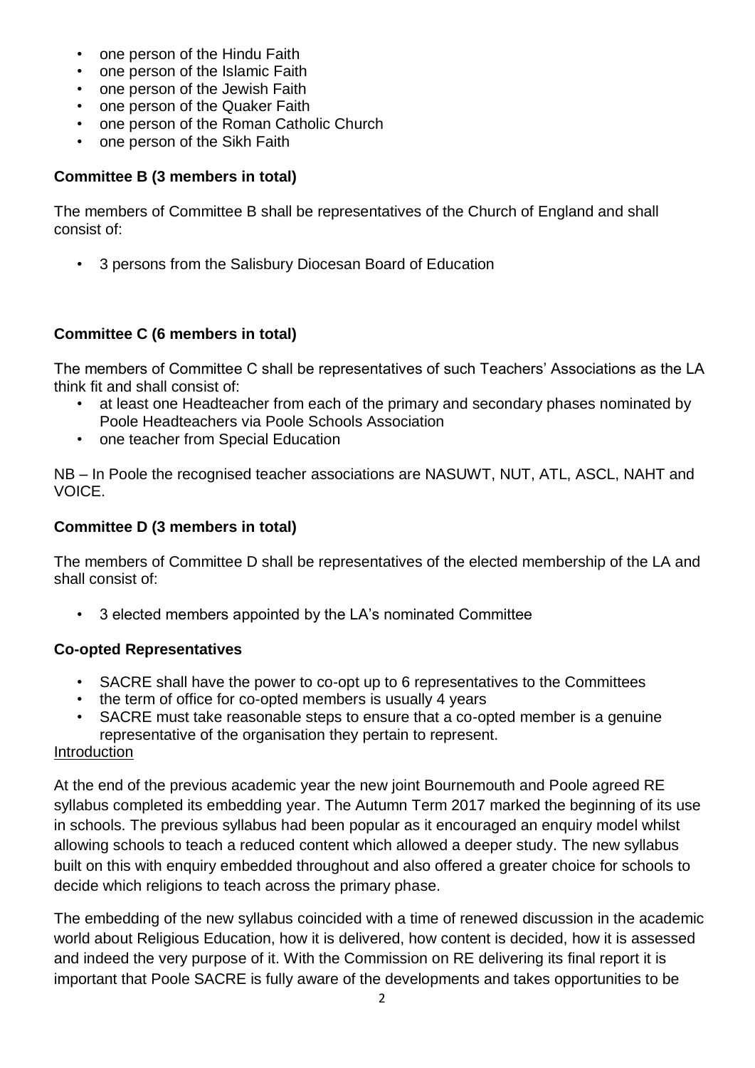- one person of the Hindu Faith
- one person of the Islamic Faith
- one person of the Jewish Faith
- one person of the Quaker Faith
- one person of the Roman Catholic Church
- one person of the Sikh Faith

**Committee B (3 members in total)**

The members of Committee B shall be representatives of the Church of England and shall consist of:

- 3 persons from the Salisbury Diocesan Board of Education

**Committee C (6 members in total)**

The members of Committee C shall be representatives of such Teachers' Associations as the LA think fit and shall consist of:

- at least one Headteacher from each of the primary and secondary phases nominated by Poole Headteachers via Poole Schools Association
- one teacher from Special Education

NB – In Poole the recognised teacher associations are NASUWT, NUT, ATL, ASCL, NAHT and VOICE.

**Committee D (3 members in total)**

The members of Committee D shall be representatives of the elected membership of the LA and shall consist of:

- 3 elected members appointed by the LA's nominated Committee

**Co-opted Representatives**

- SACRE shall have the power to co-opt up to 6 representatives to the Committees
- the term of office for co-opted members is usually 4 years
- SACRE must take reasonable steps to ensure that a co-opted member is a genuine representative of the organisation they pertain to represent.

<u>Introduction</u>

At the end of the previous academic year the new joint Bournemouth and Poole agreed RE syllabus completed its embedding year. The Autumn Term 2017 marked the beginning of its use in schools. The previous syllabus had been popular as it encouraged an enquiry model whilst allowing schools to teach a reduced content which allowed a deeper study. The new syllabus built on this with enquiry embedded throughout and also offered a greater choice for schools to decide which religions to teach across the primary phase.

The embedding of the new syllabus coincided with a time of renewed discussion in the academic world about Religious Education, how it is delivered, how content is decided, how it is assessed and indeed the very purpose of it. With the Commission on RE delivering its final report it is important that Poole SACRE is fully aware of the developments and takes opportunities to be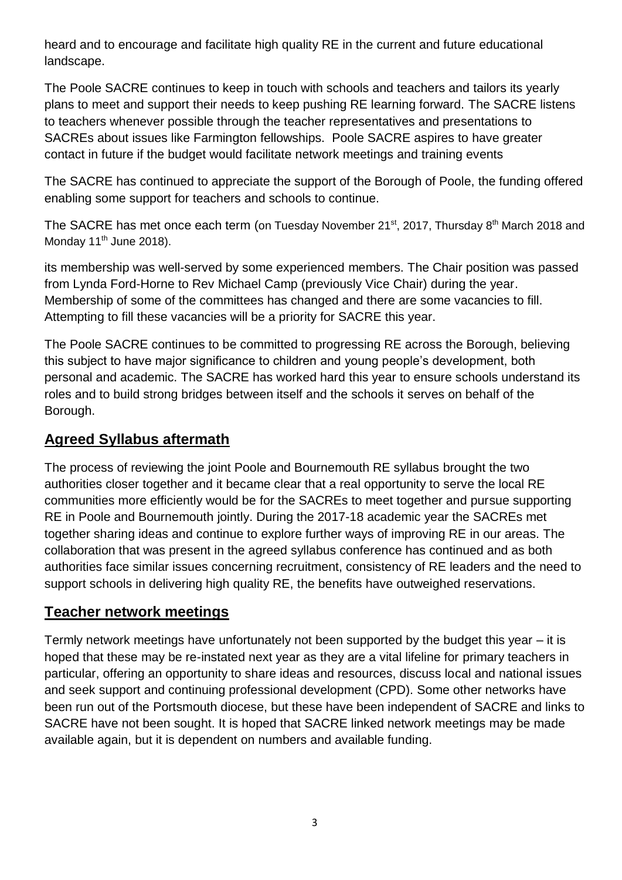heard and to encourage and facilitate high quality RE in the current and future educational landscape.

The Poole SACRE continues to keep in touch with schools and teachers and tailors its yearly plans to meet and support their needs to keep pushing RE learning forward. The SACRE listens to teachers whenever possible through the teacher representatives and presentations to SACREs about issues like Farmington fellowships. Poole SACRE aspires to have greater contact in future if the budget would facilitate network meetings and training events

The SACRE has continued to appreciate the support of the Borough of Poole, the funding offered enabling some support for teachers and schools to continue.

The SACRE has met once each term (on Tuesday November 21st, 2017, Thursday 8th March 2018 and Monday 11th June 2018).

its membership was well-served by some experienced members. The Chair position was passed from Lynda Ford-Horne to Rev Michael Camp (previously Vice Chair) during the year. Membership of some of the committees has changed and there are some vacancies to fill. Attempting to fill these vacancies will be a priority for SACRE this year.

The Poole SACRE continues to be committed to progressing RE across the Borough, believing this subject to have major significance to children and young people's development, both personal and academic. The SACRE has worked hard this year to ensure schools understand its roles and to build strong bridges between itself and the schools it serves on behalf of the Borough.

## Agreed Syllabus aftermath

The process of reviewing the joint Poole and Bournemouth RE syllabus brought the two authorities closer together and it became clear that a real opportunity to serve the local RE communities more efficiently would be for the SACREs to meet together and pursue supporting RE in Poole and Bournemouth jointly. During the 2017-18 academic year the SACREs met together sharing ideas and continue to explore further ways of improving RE in our areas. The collaboration that was present in the agreed syllabus conference has continued and as both authorities face similar issues concerning recruitment, consistency of RE leaders and the need to support schools in delivering high quality RE, the benefits have outweighed reservations.

## Teacher network meetings

Termly network meetings have unfortunately not been supported by the budget this year – it is hoped that these may be re-instated next year as they are a vital lifeline for primary teachers in particular, offering an opportunity to share ideas and resources, discuss local and national issues and seek support and continuing professional development (CPD). Some other networks have been run out of the Portsmouth diocese, but these have been independent of SACRE and links to SACRE have not been sought. It is hoped that SACRE linked network meetings may be made available again, but it is dependent on numbers and available funding.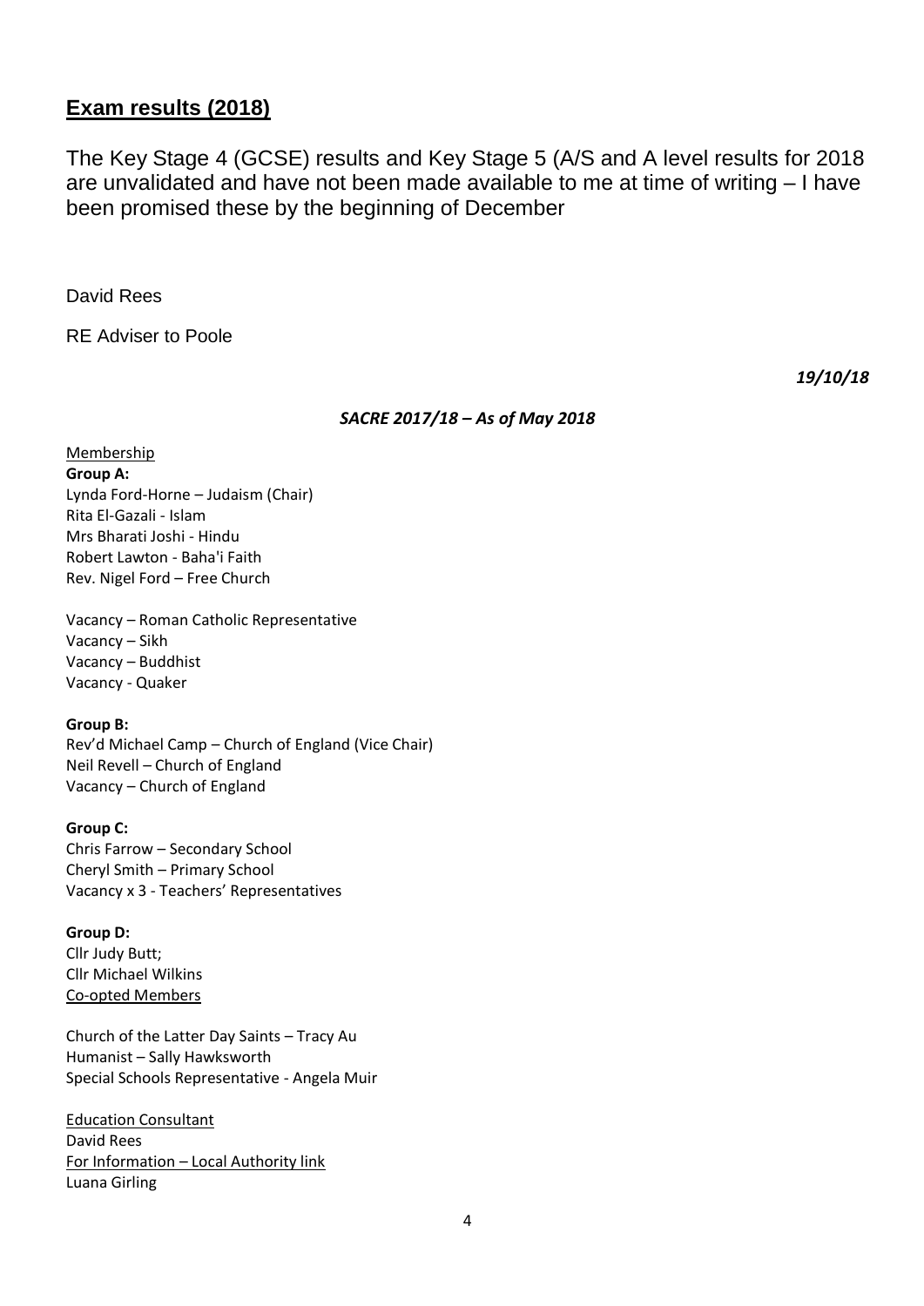## Exam results (2018)

The Key Stage 4 (GCSE) results and Key Stage 5 (A/S and A level results for 2018 are unvalidated and have not been made available to me at time of writing – I have been promised these by the beginning of December

David Rees

RE Adviser to Poole

*19/10/18*

***SACRE 2017/18 – As of May 2018***

Membership

**Group A:**
Lynda Ford-Horne – Judaism (Chair)
Rita El-Gazali - Islam
Mrs Bharati Joshi - Hindu
Robert Lawton - Baha'i Faith
Rev. Nigel Ford – Free Church

Vacancy – Roman Catholic Representative
Vacancy – Sikh
Vacancy – Buddhist
Vacancy - Quaker

**Group B:**
Rev'd Michael Camp – Church of England (Vice Chair)
Neil Revell – Church of England
Vacancy – Church of England

**Group C:**
Chris Farrow – Secondary School
Cheryl Smith – Primary School
Vacancy x 3 - Teachers' Representatives

**Group D:**
Cllr Judy Butt;
Cllr Michael Wilkins
Co-opted Members

Church of the Latter Day Saints – Tracy Au
Humanist – Sally Hawksworth
Special Schools Representative - Angela Muir

Education Consultant
David Rees
For Information – Local Authority link
Luana Girling